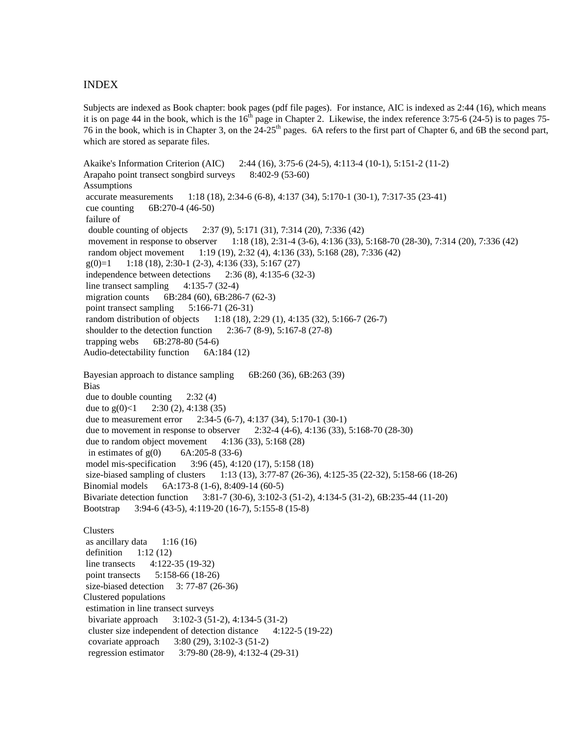# INDEX

Subjects are indexed as Book chapter: book pages (pdf file pages). For instance, AIC is indexed as 2:44 (16), which means it is on page 44 in the book, which is the 16th page in Chapter 2. Likewise, the index reference 3:75-6 (24-5) is to pages 75-76 in the book, which is in Chapter 3, on the 24-25th pages. 6A refers to the first part of Chapter 6, and 6B the second part, which are stored as separate files.

Akaike's Information Criterion (AIC) 2:44 (16), 3:75-6 (24-5), 4:113-4 (10-1), 5:151-2 (11-2)
Arapaho point transect songbird surveys 8:402-9 (53-60)
Assumptions
 accurate measurements 1:18 (18), 2:34-6 (6-8), 4:137 (34), 5:170-1 (30-1), 7:317-35 (23-41)
 cue counting 6B:270-4 (46-50)
 failure of
  double counting of objects 2:37 (9), 5:171 (31), 7:314 (20), 7:336 (42)
  movement in response to observer 1:18 (18), 2:31-4 (3-6), 4:136 (33), 5:168-70 (28-30), 7:314 (20), 7:336 (42)
  random object movement 1:19 (19), 2:32 (4), 4:136 (33), 5:168 (28), 7:336 (42)
 g(0)=1 1:18 (18), 2:30-1 (2-3), 4:136 (33), 5:167 (27)
 independence between detections 2:36 (8), 4:135-6 (32-3)
 line transect sampling 4:135-7 (32-4)
 migration counts 6B:284 (60), 6B:286-7 (62-3)
 point transect sampling 5:166-71 (26-31)
 random distribution of objects 1:18 (18), 2:29 (1), 4:135 (32), 5:166-7 (26-7)
 shoulder to the detection function 2:36-7 (8-9), 5:167-8 (27-8)
 trapping webs 6B:278-80 (54-6)
Audio-detectability function 6A:184 (12)

Bayesian approach to distance sampling 6B:260 (36), 6B:263 (39)
Bias
 due to double counting 2:32 (4)
 due to g(0)<1 2:30 (2), 4:138 (35)
 due to measurement error 2:34-5 (6-7), 4:137 (34), 5:170-1 (30-1)
 due to movement in response to observer 2:32-4 (4-6), 4:136 (33), 5:168-70 (28-30)
 due to random object movement 4:136 (33), 5:168 (28)
  in estimates of g(0) 6A:205-8 (33-6)
 model mis-specification 3:96 (45), 4:120 (17), 5:158 (18)
 size-biased sampling of clusters 1:13 (13), 3:77-87 (26-36), 4:125-35 (22-32), 5:158-66 (18-26)
Binomial models 6A:173-8 (1-6), 8:409-14 (60-5)
Bivariate detection function 3:81-7 (30-6), 3:102-3 (51-2), 4:134-5 (31-2), 6B:235-44 (11-20)
Bootstrap 3:94-6 (43-5), 4:119-20 (16-7), 5:155-8 (15-8)

Clusters
 as ancillary data 1:16 (16)
 definition 1:12 (12)
 line transects 4:122-35 (19-32)
 point transects 5:158-66 (18-26)
 size-biased detection 3: 77-87 (26-36)
Clustered populations
 estimation in line transect surveys
  bivariate approach 3:102-3 (51-2), 4:134-5 (31-2)
  cluster size independent of detection distance 4:122-5 (19-22)
  covariate approach 3:80 (29), 3:102-3 (51-2)
  regression estimator 3:79-80 (28-9), 4:132-4 (29-31)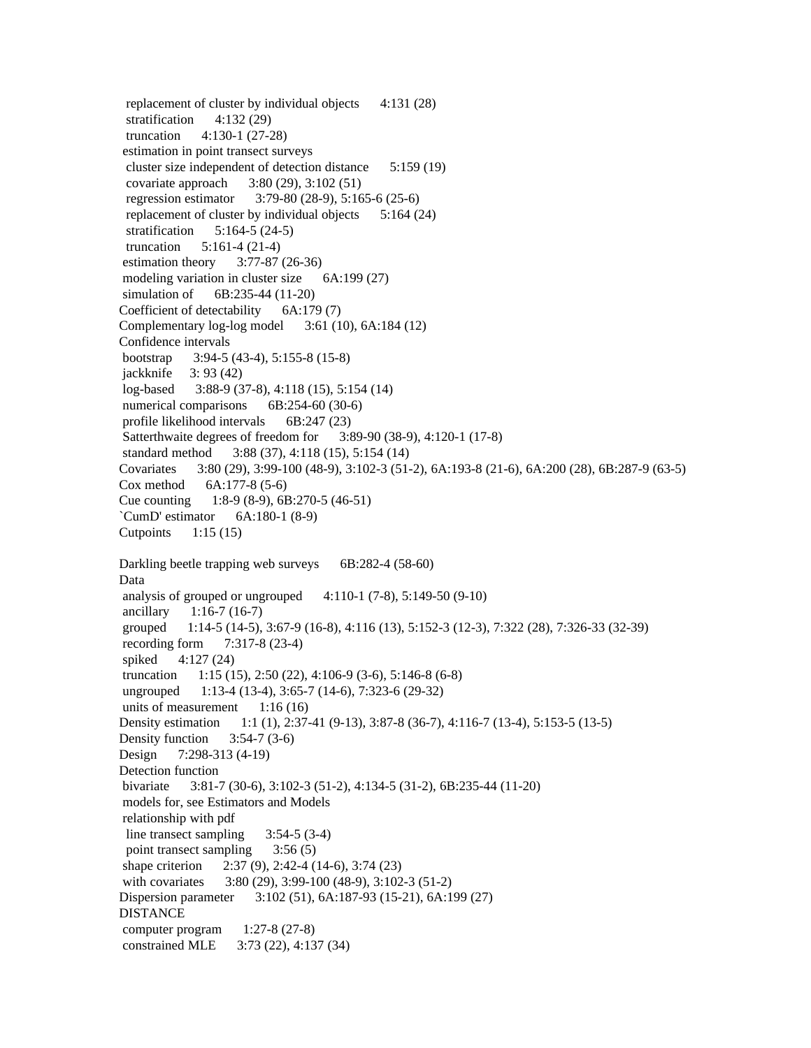replacement of cluster by individual objects 4:131 (28)
stratification 4:132 (29)
truncation 4:130-1 (27-28)
estimation in point transect surveys
cluster size independent of detection distance 5:159 (19)
covariate approach 3:80 (29), 3:102 (51)
regression estimator 3:79-80 (28-9), 5:165-6 (25-6)
replacement of cluster by individual objects 5:164 (24)
stratification 5:164-5 (24-5)
truncation 5:161-4 (21-4)
estimation theory 3:77-87 (26-36)
modeling variation in cluster size 6A:199 (27)
simulation of 6B:235-44 (11-20)
Coefficient of detectability 6A:179 (7)
Complementary log-log model 3:61 (10), 6A:184 (12)
Confidence intervals
bootstrap 3:94-5 (43-4), 5:155-8 (15-8)
jackknife 3: 93 (42)
log-based 3:88-9 (37-8), 4:118 (15), 5:154 (14)
numerical comparisons 6B:254-60 (30-6)
profile likelihood intervals 6B:247 (23)
Satterthwaite degrees of freedom for 3:89-90 (38-9), 4:120-1 (17-8)
standard method 3:88 (37), 4:118 (15), 5:154 (14)
Covariates 3:80 (29), 3:99-100 (48-9), 3:102-3 (51-2), 6A:193-8 (21-6), 6A:200 (28), 6B:287-9 (63-5)
Cox method 6A:177-8 (5-6)
Cue counting 1:8-9 (8-9), 6B:270-5 (46-51)
`CumD' estimator 6A:180-1 (8-9)
Cutpoints 1:15 (15)

Darkling beetle trapping web surveys 6B:282-4 (58-60)
Data
analysis of grouped or ungrouped 4:110-1 (7-8), 5:149-50 (9-10)
ancillary 1:16-7 (16-7)
grouped 1:14-5 (14-5), 3:67-9 (16-8), 4:116 (13), 5:152-3 (12-3), 7:322 (28), 7:326-33 (32-39)
recording form 7:317-8 (23-4)
spiked 4:127 (24)
truncation 1:15 (15), 2:50 (22), 4:106-9 (3-6), 5:146-8 (6-8)
ungrouped 1:13-4 (13-4), 3:65-7 (14-6), 7:323-6 (29-32)
units of measurement 1:16 (16)
Density estimation 1:1 (1), 2:37-41 (9-13), 3:87-8 (36-7), 4:116-7 (13-4), 5:153-5 (13-5)
Density function 3:54-7 (3-6)
Design 7:298-313 (4-19)
Detection function
bivariate 3:81-7 (30-6), 3:102-3 (51-2), 4:134-5 (31-2), 6B:235-44 (11-20)
models for, see Estimators and Models
relationship with pdf
line transect sampling 3:54-5 (3-4)
point transect sampling 3:56 (5)
shape criterion 2:37 (9), 2:42-4 (14-6), 3:74 (23)
with covariates 3:80 (29), 3:99-100 (48-9), 3:102-3 (51-2)
Dispersion parameter 3:102 (51), 6A:187-93 (15-21), 6A:199 (27)
DISTANCE
computer program 1:27-8 (27-8)
constrained MLE 3:73 (22), 4:137 (34)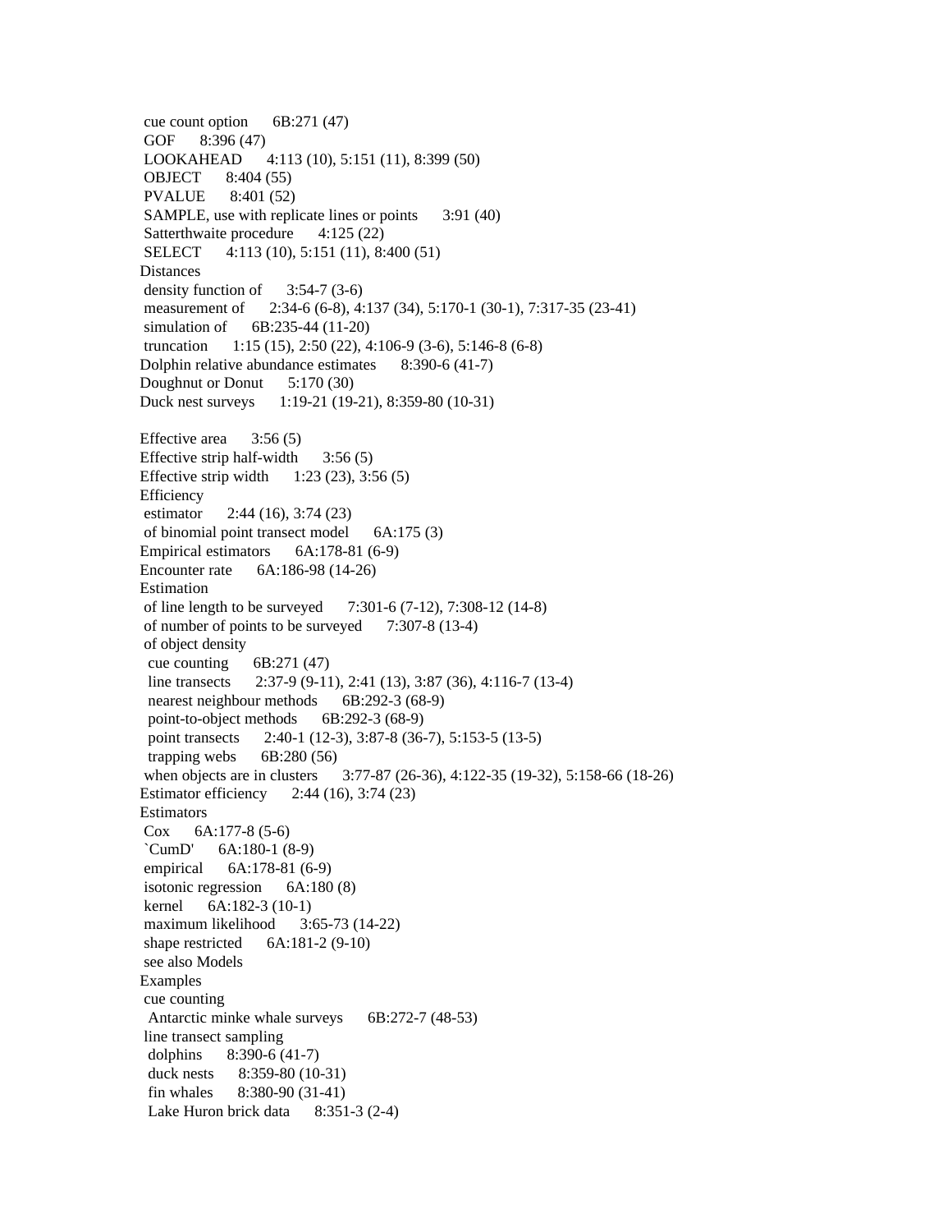cue count option 6B:271 (47)
GOF 8:396 (47)
LOOKAHEAD 4:113 (10), 5:151 (11), 8:399 (50)
OBJECT 8:404 (55)
PVALUE 8:401 (52)
SAMPLE, use with replicate lines or points 3:91 (40)
Satterthwaite procedure 4:125 (22)
SELECT 4:113 (10), 5:151 (11), 8:400 (51)

Distances
density function of 3:54-7 (3-6)
measurement of 2:34-6 (6-8), 4:137 (34), 5:170-1 (30-1), 7:317-35 (23-41)
simulation of 6B:235-44 (11-20)
truncation 1:15 (15), 2:50 (22), 4:106-9 (3-6), 5:146-8 (6-8)

Dolphin relative abundance estimates 8:390-6 (41-7)
Doughnut or Donut 5:170 (30)
Duck nest surveys 1:19-21 (19-21), 8:359-80 (10-31)

Effective area 3:56 (5)
Effective strip half-width 3:56 (5)
Effective strip width 1:23 (23), 3:56 (5)

Efficiency
estimator 2:44 (16), 3:74 (23)
of binomial point transect model 6A:175 (3)

Empirical estimators 6A:178-81 (6-9)
Encounter rate 6A:186-98 (14-26)

Estimation
of line length to be surveyed 7:301-6 (7-12), 7:308-12 (14-8)
of number of points to be surveyed 7:307-8 (13-4)
of object density
cue counting 6B:271 (47)
line transects 2:37-9 (9-11), 2:41 (13), 3:87 (36), 4:116-7 (13-4)
nearest neighbour methods 6B:292-3 (68-9)
point-to-object methods 6B:292-3 (68-9)
point transects 2:40-1 (12-3), 3:87-8 (36-7), 5:153-5 (13-5)
trapping webs 6B:280 (56)
when objects are in clusters 3:77-87 (26-36), 4:122-35 (19-32), 5:158-66 (18-26)

Estimator efficiency 2:44 (16), 3:74 (23)

Estimators
Cox 6A:177-8 (5-6)
`CumD' 6A:180-1 (8-9)
empirical 6A:178-81 (6-9)
isotonic regression 6A:180 (8)
kernel 6A:182-3 (10-1)
maximum likelihood 3:65-73 (14-22)
shape restricted 6A:181-2 (9-10)
see also Models

Examples
cue counting
Antarctic minke whale surveys 6B:272-7 (48-53)
line transect sampling
dolphins 8:390-6 (41-7)
duck nests 8:359-80 (10-31)
fin whales 8:380-90 (31-41)
Lake Huron brick data 8:351-3 (2-4)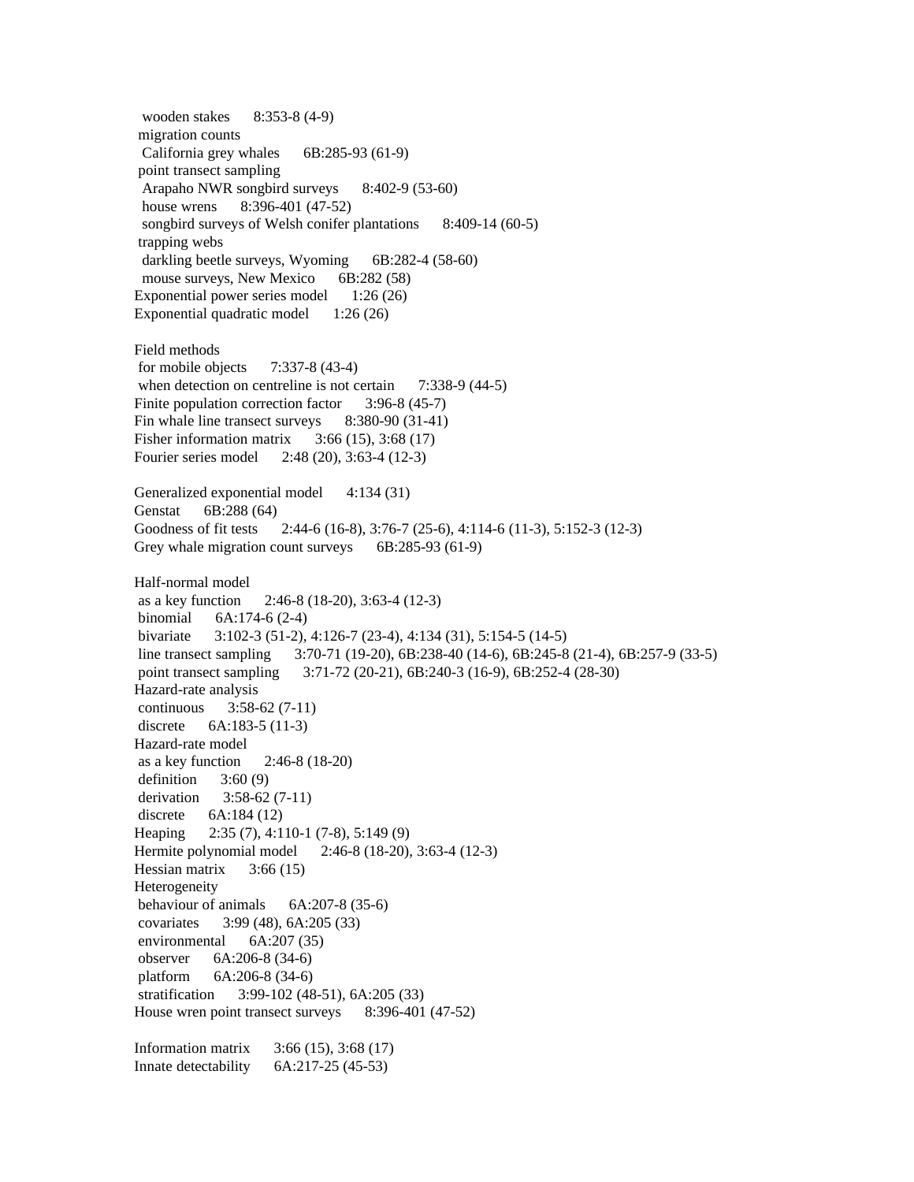wooden stakes 8:353-8 (4-9)
migration counts
California grey whales 6B:285-93 (61-9)
point transect sampling
Arapaho NWR songbird surveys 8:402-9 (53-60)
house wrens 8:396-401 (47-52)
songbird surveys of Welsh conifer plantations 8:409-14 (60-5)
trapping webs
darkling beetle surveys, Wyoming 6B:282-4 (58-60)
mouse surveys, New Mexico 6B:282 (58)
Exponential power series model 1:26 (26)
Exponential quadratic model 1:26 (26)

Field methods
for mobile objects 7:337-8 (43-4)
when detection on centreline is not certain 7:338-9 (44-5)
Finite population correction factor 3:96-8 (45-7)
Fin whale line transect surveys 8:380-90 (31-41)
Fisher information matrix 3:66 (15), 3:68 (17)
Fourier series model 2:48 (20), 3:63-4 (12-3)

Generalized exponential model 4:134 (31)
Genstat 6B:288 (64)
Goodness of fit tests 2:44-6 (16-8), 3:76-7 (25-6), 4:114-6 (11-3), 5:152-3 (12-3)
Grey whale migration count surveys 6B:285-93 (61-9)

Half-normal model
as a key function 2:46-8 (18-20), 3:63-4 (12-3)
binomial 6A:174-6 (2-4)
bivariate 3:102-3 (51-2), 4:126-7 (23-4), 4:134 (31), 5:154-5 (14-5)
line transect sampling 3:70-71 (19-20), 6B:238-40 (14-6), 6B:245-8 (21-4), 6B:257-9 (33-5)
point transect sampling 3:71-72 (20-21), 6B:240-3 (16-9), 6B:252-4 (28-30)
Hazard-rate analysis
continuous 3:58-62 (7-11)
discrete 6A:183-5 (11-3)
Hazard-rate model
as a key function 2:46-8 (18-20)
definition 3:60 (9)
derivation 3:58-62 (7-11)
discrete 6A:184 (12)
Heaping 2:35 (7), 4:110-1 (7-8), 5:149 (9)
Hermite polynomial model 2:46-8 (18-20), 3:63-4 (12-3)
Hessian matrix 3:66 (15)
Heterogeneity
behaviour of animals 6A:207-8 (35-6)
covariates 3:99 (48), 6A:205 (33)
environmental 6A:207 (35)
observer 6A:206-8 (34-6)
platform 6A:206-8 (34-6)
stratification 3:99-102 (48-51), 6A:205 (33)
House wren point transect surveys 8:396-401 (47-52)

Information matrix 3:66 (15), 3:68 (17)
Innate detectability 6A:217-25 (45-53)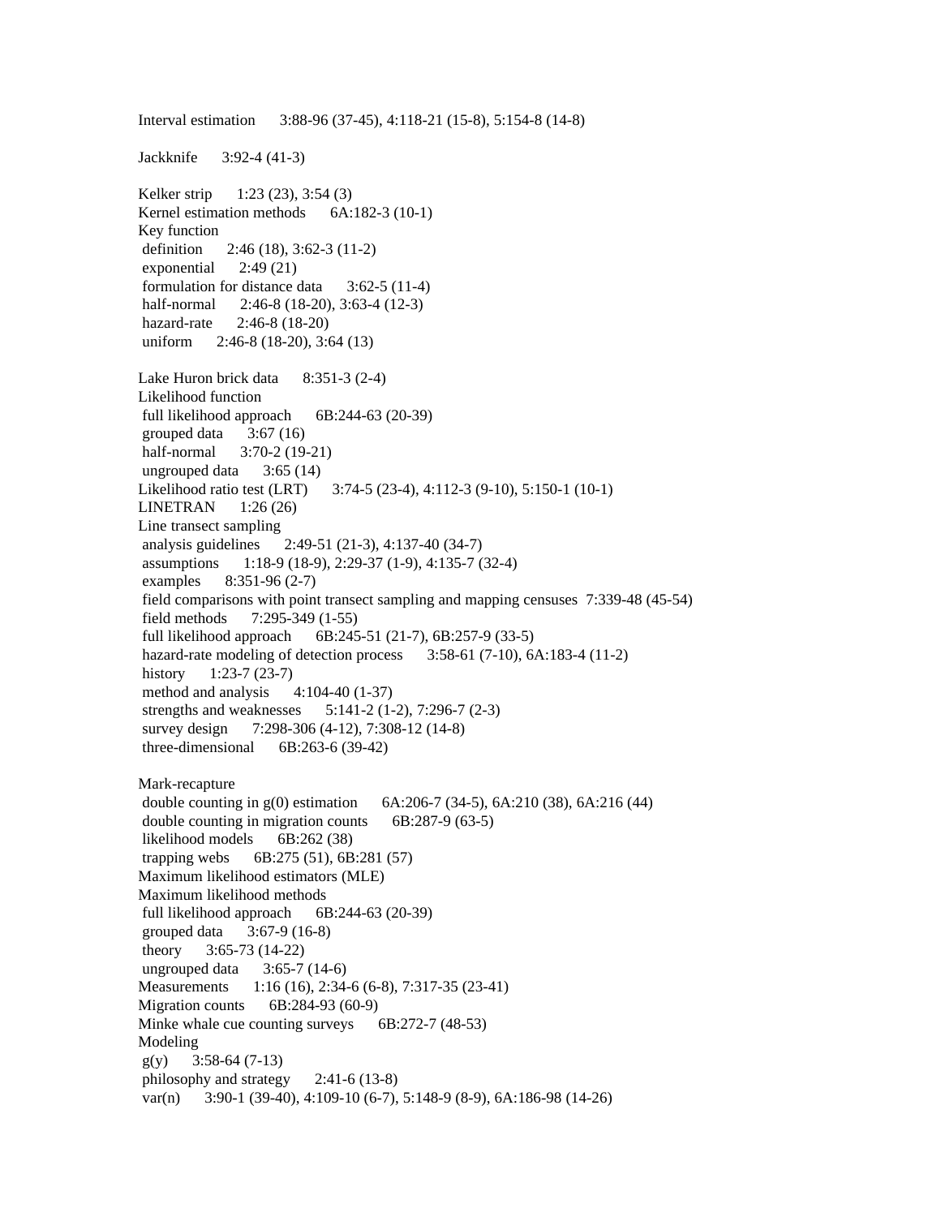Interval estimation 3:88-96 (37-45), 4:118-21 (15-8), 5:154-8 (14-8)

Jackknife 3:92-4 (41-3)

Kelker strip 1:23 (23), 3:54 (3)
Kernel estimation methods 6A:182-3 (10-1)
Key function
 definition 2:46 (18), 3:62-3 (11-2)
 exponential 2:49 (21)
 formulation for distance data 3:62-5 (11-4)
 half-normal 2:46-8 (18-20), 3:63-4 (12-3)
 hazard-rate 2:46-8 (18-20)
 uniform 2:46-8 (18-20), 3:64 (13)

Lake Huron brick data 8:351-3 (2-4)
Likelihood function
 full likelihood approach 6B:244-63 (20-39)
 grouped data 3:67 (16)
 half-normal 3:70-2 (19-21)
 ungrouped data 3:65 (14)
Likelihood ratio test (LRT) 3:74-5 (23-4), 4:112-3 (9-10), 5:150-1 (10-1)
LINETRAN 1:26 (26)
Line transect sampling
 analysis guidelines 2:49-51 (21-3), 4:137-40 (34-7)
 assumptions 1:18-9 (18-9), 2:29-37 (1-9), 4:135-7 (32-4)
 examples 8:351-96 (2-7)
 field comparisons with point transect sampling and mapping censuses 7:339-48 (45-54)
 field methods 7:295-349 (1-55)
 full likelihood approach 6B:245-51 (21-7), 6B:257-9 (33-5)
 hazard-rate modeling of detection process 3:58-61 (7-10), 6A:183-4 (11-2)
 history 1:23-7 (23-7)
 method and analysis 4:104-40 (1-37)
 strengths and weaknesses 5:141-2 (1-2), 7:296-7 (2-3)
 survey design 7:298-306 (4-12), 7:308-12 (14-8)
 three-dimensional 6B:263-6 (39-42)

Mark-recapture
 double counting in g(0) estimation 6A:206-7 (34-5), 6A:210 (38), 6A:216 (44)
 double counting in migration counts 6B:287-9 (63-5)
 likelihood models 6B:262 (38)
 trapping webs 6B:275 (51), 6B:281 (57)
Maximum likelihood estimators (MLE)
Maximum likelihood methods
 full likelihood approach 6B:244-63 (20-39)
 grouped data 3:67-9 (16-8)
 theory 3:65-73 (14-22)
 ungrouped data 3:65-7 (14-6)
Measurements 1:16 (16), 2:34-6 (6-8), 7:317-35 (23-41)
Migration counts 6B:284-93 (60-9)
Minke whale cue counting surveys 6B:272-7 (48-53)
Modeling
 g(y) 3:58-64 (7-13)
 philosophy and strategy 2:41-6 (13-8)
 var(n) 3:90-1 (39-40), 4:109-10 (6-7), 5:148-9 (8-9), 6A:186-98 (14-26)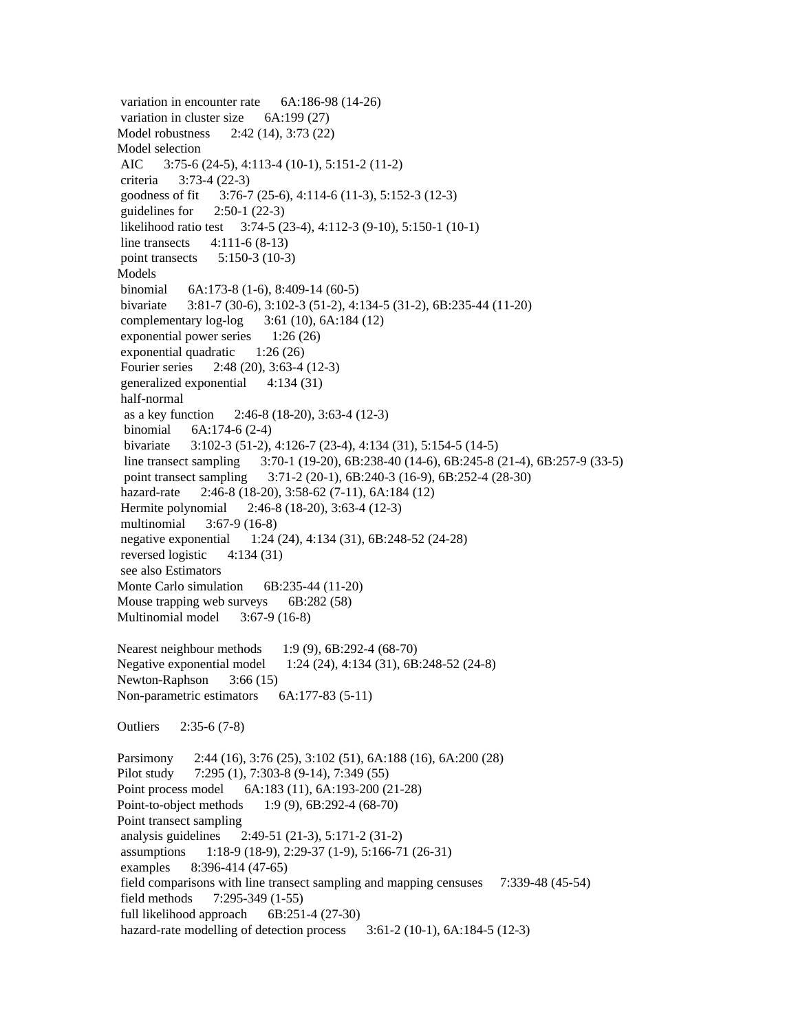variation in encounter rate 6A:186-98 (14-26)
 variation in cluster size 6A:199 (27)
Model robustness 2:42 (14), 3:73 (22)
Model selection
 AIC 3:75-6 (24-5), 4:113-4 (10-1), 5:151-2 (11-2)
 criteria 3:73-4 (22-3)
 goodness of fit 3:76-7 (25-6), 4:114-6 (11-3), 5:152-3 (12-3)
 guidelines for 2:50-1 (22-3)
 likelihood ratio test 3:74-5 (23-4), 4:112-3 (9-10), 5:150-1 (10-1)
 line transects 4:111-6 (8-13)
 point transects 5:150-3 (10-3)
Models
 binomial 6A:173-8 (1-6), 8:409-14 (60-5)
 bivariate 3:81-7 (30-6), 3:102-3 (51-2), 4:134-5 (31-2), 6B:235-44 (11-20)
 complementary log-log 3:61 (10), 6A:184 (12)
 exponential power series 1:26 (26)
 exponential quadratic 1:26 (26)
 Fourier series 2:48 (20), 3:63-4 (12-3)
 generalized exponential 4:134 (31)
 half-normal
  as a key function 2:46-8 (18-20), 3:63-4 (12-3)
  binomial 6A:174-6 (2-4)
  bivariate 3:102-3 (51-2), 4:126-7 (23-4), 4:134 (31), 5:154-5 (14-5)
  line transect sampling 3:70-1 (19-20), 6B:238-40 (14-6), 6B:245-8 (21-4), 6B:257-9 (33-5)
  point transect sampling 3:71-2 (20-1), 6B:240-3 (16-9), 6B:252-4 (28-30)
 hazard-rate 2:46-8 (18-20), 3:58-62 (7-11), 6A:184 (12)
 Hermite polynomial 2:46-8 (18-20), 3:63-4 (12-3)
 multinomial 3:67-9 (16-8)
 negative exponential 1:24 (24), 4:134 (31), 6B:248-52 (24-28)
 reversed logistic 4:134 (31)
 see also Estimators
Monte Carlo simulation 6B:235-44 (11-20)
Mouse trapping web surveys 6B:282 (58)
Multinomial model 3:67-9 (16-8)

Nearest neighbour methods 1:9 (9), 6B:292-4 (68-70)
Negative exponential model 1:24 (24), 4:134 (31), 6B:248-52 (24-8)
Newton-Raphson 3:66 (15)
Non-parametric estimators 6A:177-83 (5-11)

Outliers 2:35-6 (7-8)

Parsimony 2:44 (16), 3:76 (25), 3:102 (51), 6A:188 (16), 6A:200 (28)
Pilot study 7:295 (1), 7:303-8 (9-14), 7:349 (55)
Point process model 6A:183 (11), 6A:193-200 (21-28)
Point-to-object methods 1:9 (9), 6B:292-4 (68-70)
Point transect sampling
 analysis guidelines 2:49-51 (21-3), 5:171-2 (31-2)
 assumptions 1:18-9 (18-9), 2:29-37 (1-9), 5:166-71 (26-31)
 examples 8:396-414 (47-65)
 field comparisons with line transect sampling and mapping censuses 7:339-48 (45-54)
 field methods 7:295-349 (1-55)
 full likelihood approach 6B:251-4 (27-30)
 hazard-rate modelling of detection process 3:61-2 (10-1), 6A:184-5 (12-3)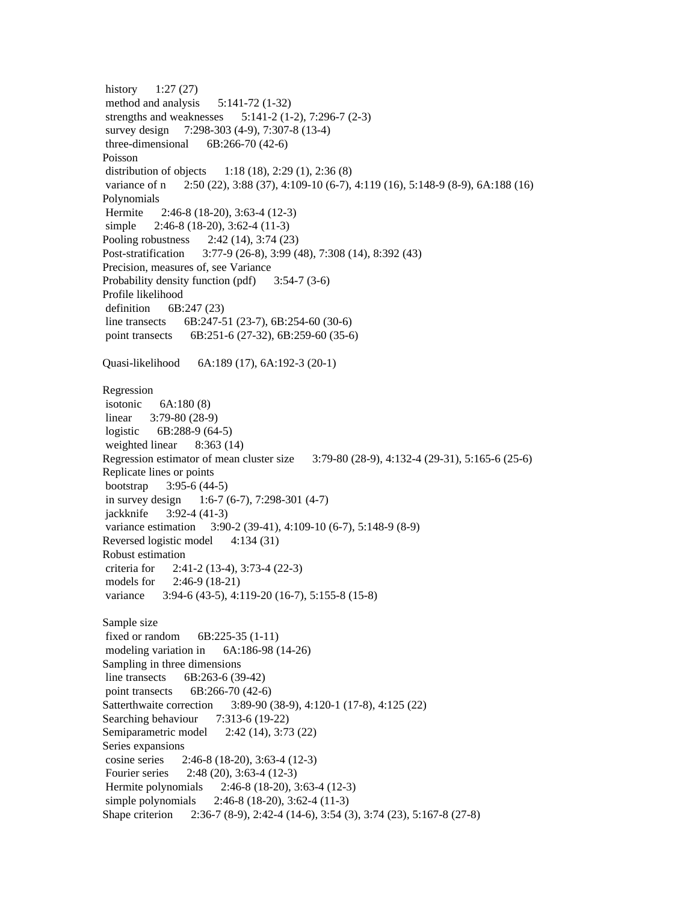history 1:27 (27)
method and analysis 5:141-72 (1-32)
strengths and weaknesses 5:141-2 (1-2), 7:296-7 (2-3)
survey design 7:298-303 (4-9), 7:307-8 (13-4)
three-dimensional 6B:266-70 (42-6)

Poisson
distribution of objects 1:18 (18), 2:29 (1), 2:36 (8)
variance of n 2:50 (22), 3:88 (37), 4:109-10 (6-7), 4:119 (16), 5:148-9 (8-9), 6A:188 (16)

Polynomials
Hermite 2:46-8 (18-20), 3:63-4 (12-3)
simple 2:46-8 (18-20), 3:62-4 (11-3)

Pooling robustness 2:42 (14), 3:74 (23)

Post-stratification 3:77-9 (26-8), 3:99 (48), 7:308 (14), 8:392 (43)

Precision, measures of, see Variance

Probability density function (pdf) 3:54-7 (3-6)

Profile likelihood
definition 6B:247 (23)
line transects 6B:247-51 (23-7), 6B:254-60 (30-6)
point transects 6B:251-6 (27-32), 6B:259-60 (35-6)

Quasi-likelihood 6A:189 (17), 6A:192-3 (20-1)

Regression
isotonic 6A:180 (8)
linear 3:79-80 (28-9)
logistic 6B:288-9 (64-5)
weighted linear 8:363 (14)

Regression estimator of mean cluster size 3:79-80 (28-9), 4:132-4 (29-31), 5:165-6 (25-6)

Replicate lines or points
bootstrap 3:95-6 (44-5)
in survey design 1:6-7 (6-7), 7:298-301 (4-7)
jackknife 3:92-4 (41-3)
variance estimation 3:90-2 (39-41), 4:109-10 (6-7), 5:148-9 (8-9)

Reversed logistic model 4:134 (31)

Robust estimation
criteria for 2:41-2 (13-4), 3:73-4 (22-3)
models for 2:46-9 (18-21)
variance 3:94-6 (43-5), 4:119-20 (16-7), 5:155-8 (15-8)

Sample size
fixed or random 6B:225-35 (1-11)
modeling variation in 6A:186-98 (14-26)

Sampling in three dimensions
line transects 6B:263-6 (39-42)
point transects 6B:266-70 (42-6)

Satterthwaite correction 3:89-90 (38-9), 4:120-1 (17-8), 4:125 (22)

Searching behaviour 7:313-6 (19-22)

Semiparametric model 2:42 (14), 3:73 (22)

Series expansions
cosine series 2:46-8 (18-20), 3:63-4 (12-3)
Fourier series 2:48 (20), 3:63-4 (12-3)
Hermite polynomials 2:46-8 (18-20), 3:63-4 (12-3)
simple polynomials 2:46-8 (18-20), 3:62-4 (11-3)

Shape criterion 2:36-7 (8-9), 2:42-4 (14-6), 3:54 (3), 3:74 (23), 5:167-8 (27-8)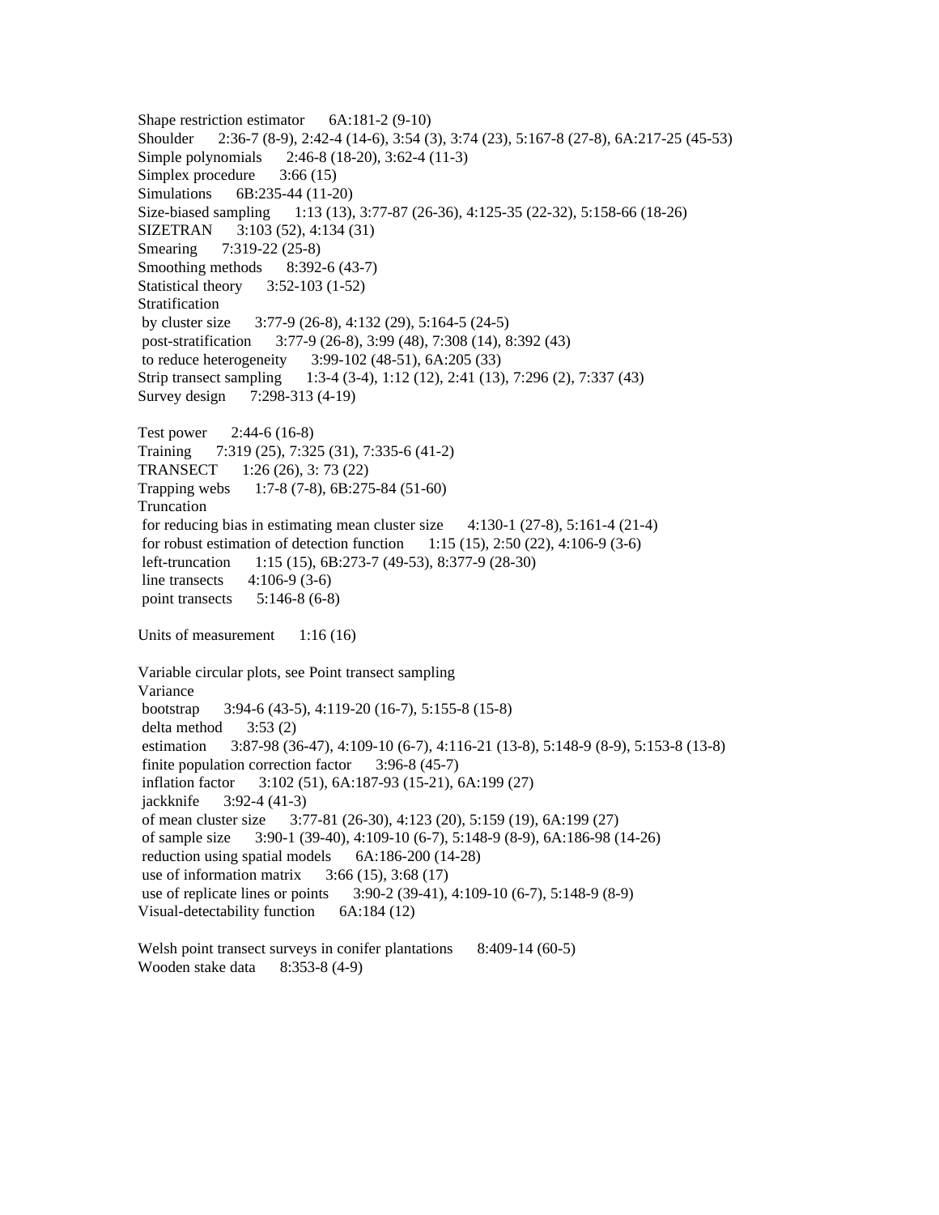Shape restriction estimator 6A:181-2 (9-10)
Shoulder 2:36-7 (8-9), 2:42-4 (14-6), 3:54 (3), 3:74 (23), 5:167-8 (27-8), 6A:217-25 (45-53)
Simple polynomials 2:46-8 (18-20), 3:62-4 (11-3)
Simplex procedure 3:66 (15)
Simulations 6B:235-44 (11-20)
Size-biased sampling 1:13 (13), 3:77-87 (26-36), 4:125-35 (22-32), 5:158-66 (18-26)
SIZETRAN 3:103 (52), 4:134 (31)
Smearing 7:319-22 (25-8)
Smoothing methods 8:392-6 (43-7)
Statistical theory 3:52-103 (1-52)
Stratification
 by cluster size 3:77-9 (26-8), 4:132 (29), 5:164-5 (24-5)
 post-stratification 3:77-9 (26-8), 3:99 (48), 7:308 (14), 8:392 (43)
 to reduce heterogeneity 3:99-102 (48-51), 6A:205 (33)
Strip transect sampling 1:3-4 (3-4), 1:12 (12), 2:41 (13), 7:296 (2), 7:337 (43)
Survey design 7:298-313 (4-19)

Test power 2:44-6 (16-8)
Training 7:319 (25), 7:325 (31), 7:335-6 (41-2)
TRANSECT 1:26 (26), 3: 73 (22)
Trapping webs 1:7-8 (7-8), 6B:275-84 (51-60)
Truncation
 for reducing bias in estimating mean cluster size 4:130-1 (27-8), 5:161-4 (21-4)
 for robust estimation of detection function 1:15 (15), 2:50 (22), 4:106-9 (3-6)
 left-truncation 1:15 (15), 6B:273-7 (49-53), 8:377-9 (28-30)
 line transects 4:106-9 (3-6)
 point transects 5:146-8 (6-8)

Units of measurement 1:16 (16)

Variable circular plots, see Point transect sampling
Variance
 bootstrap 3:94-6 (43-5), 4:119-20 (16-7), 5:155-8 (15-8)
 delta method 3:53 (2)
 estimation 3:87-98 (36-47), 4:109-10 (6-7), 4:116-21 (13-8), 5:148-9 (8-9), 5:153-8 (13-8)
 finite population correction factor 3:96-8 (45-7)
 inflation factor 3:102 (51), 6A:187-93 (15-21), 6A:199 (27)
 jackknife 3:92-4 (41-3)
 of mean cluster size 3:77-81 (26-30), 4:123 (20), 5:159 (19), 6A:199 (27)
 of sample size 3:90-1 (39-40), 4:109-10 (6-7), 5:148-9 (8-9), 6A:186-98 (14-26)
 reduction using spatial models 6A:186-200 (14-28)
 use of information matrix 3:66 (15), 3:68 (17)
 use of replicate lines or points 3:90-2 (39-41), 4:109-10 (6-7), 5:148-9 (8-9)
Visual-detectability function 6A:184 (12)

Welsh point transect surveys in conifer plantations 8:409-14 (60-5)
Wooden stake data 8:353-8 (4-9)